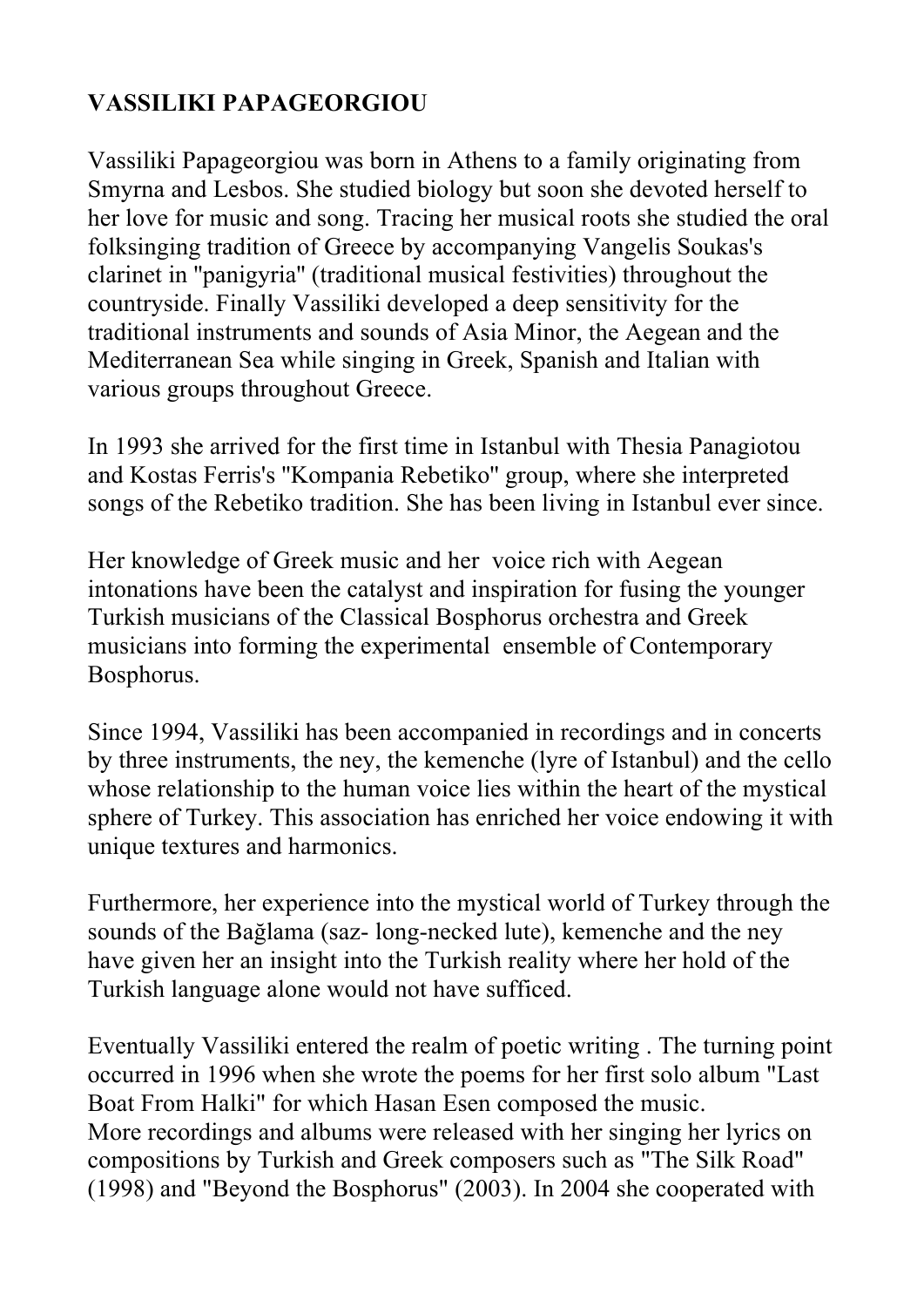**VASSILIKI PAPAGEORGIOU**

Vassiliki Papageorgiou was born in Athens to a family originating from Smyrna and Lesbos. She studied biology but soon she devoted herself to her love for music and song. Tracing her musical roots she studied the oral folksinging tradition of Greece by accompanying Vangelis Soukas's clarinet in "panigyria" (traditional musical festivities) throughout the countryside. Finally Vassiliki developed a deep sensitivity for the traditional instruments and sounds of Asia Minor, the Aegean and the Mediterranean Sea while singing in Greek, Spanish and Italian with various groups throughout Greece.

In 1993 she arrived for the first time in Istanbul with Thesia Panagiotou and Kostas Ferris's "Kompania Rebetiko" group, where she interpreted songs of the Rebetiko tradition. She has been living in Istanbul ever since.

Her knowledge of Greek music and her voice rich with Aegean intonations have been the catalyst and inspiration for fusing the younger Turkish musicians of the Classical Bosphorus orchestra and Greek musicians into forming the experimental ensemble of Contemporary Bosphorus.

Since 1994, Vassiliki has been accompanied in recordings and in concerts by three instruments, the ney, the kemenche (lyre of Istanbul) and the cello whose relationship to the human voice lies within the heart of the mystical sphere of Turkey. This association has enriched her voice endowing it with unique textures and harmonics.

Furthermore, her experience into the mystical world of Turkey through the sounds of the Bağlama (saz- long-necked lute), kemenche and the ney have given her an insight into the Turkish reality where her hold of the Turkish language alone would not have sufficed.

Eventually Vassiliki entered the realm of poetic writing . The turning point occurred in 1996 when she wrote the poems for her first solo album "Last Boat From Halki" for which Hasan Esen composed the music.
More recordings and albums were released with her singing her lyrics on compositions by Turkish and Greek composers such as "The Silk Road" (1998) and "Beyond the Bosphorus" (2003). In 2004 she cooperated with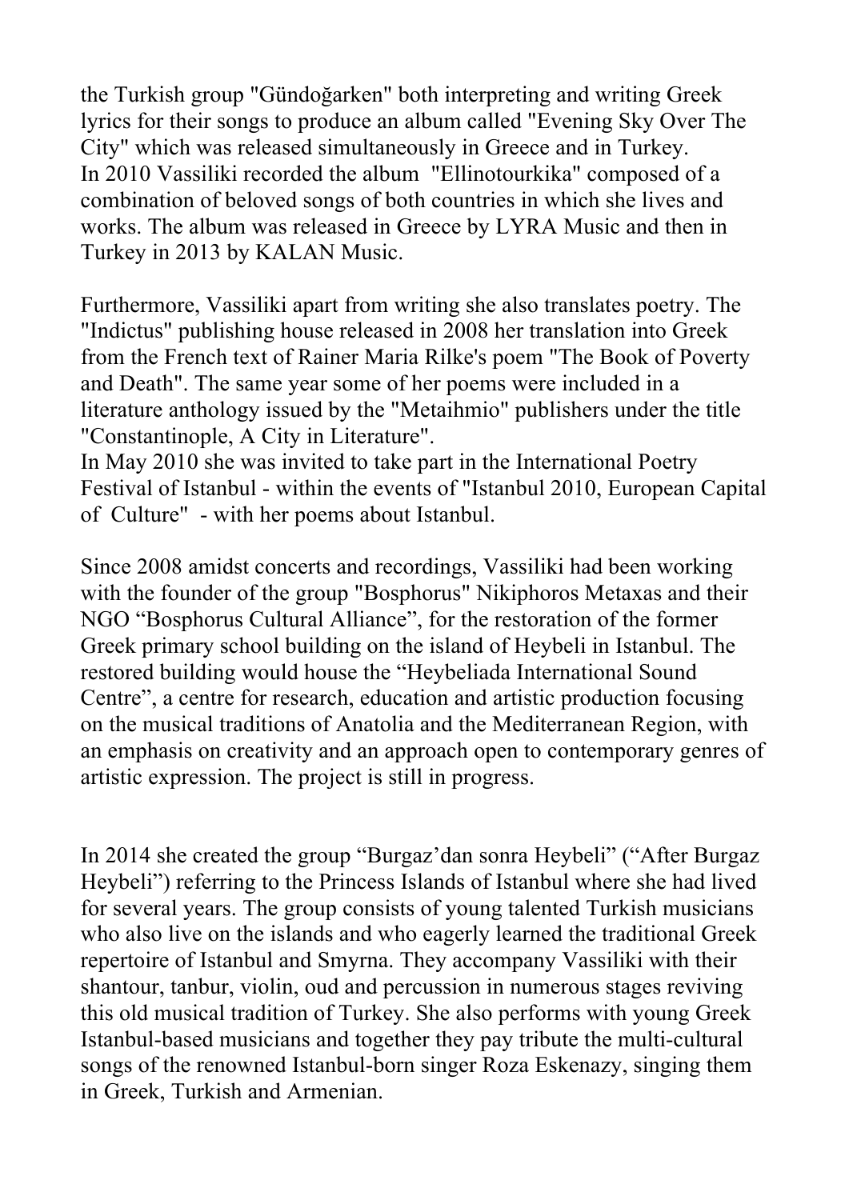the Turkish group "Gündoğarken" both interpreting and writing Greek lyrics for their songs to produce an album called "Evening Sky Over The City" which was released simultaneously in Greece and in Turkey.
In 2010 Vassiliki recorded the album "Ellinotourkika" composed of a combination of beloved songs of both countries in which she lives and works. The album was released in Greece by LYRA Music and then in Turkey in 2013 by KALAN Music.

Furthermore, Vassiliki apart from writing she also translates poetry. The "Indictus" publishing house released in 2008 her translation into Greek from the French text of Rainer Maria Rilke's poem "The Book of Poverty and Death". The same year some of her poems were included in a literature anthology issued by the "Metaihmio" publishers under the title "Constantinople, A City in Literature".
In May 2010 she was invited to take part in the International Poetry Festival of Istanbul - within the events of "Istanbul 2010, European Capital of Culture" - with her poems about Istanbul.

Since 2008 amidst concerts and recordings, Vassiliki had been working with the founder of the group "Bosphorus" Nikiphoros Metaxas and their NGO "Bosphorus Cultural Alliance", for the restoration of the former Greek primary school building on the island of Heybeli in Istanbul. The restored building would house the "Heybeliada International Sound Centre", a centre for research, education and artistic production focusing on the musical traditions of Anatolia and the Mediterranean Region, with an emphasis on creativity and an approach open to contemporary genres of artistic expression. The project is still in progress.

In 2014 she created the group "Burgaz'dan sonra Heybeli" ("After Burgaz Heybeli") referring to the Princess Islands of Istanbul where she had lived for several years. The group consists of young talented Turkish musicians who also live on the islands and who eagerly learned the traditional Greek repertoire of Istanbul and Smyrna. They accompany Vassiliki with their shantour, tanbur, violin, oud and percussion in numerous stages reviving this old musical tradition of Turkey. She also performs with young Greek Istanbul-based musicians and together they pay tribute the multi-cultural songs of the renowned Istanbul-born singer Roza Eskenazy, singing them in Greek, Turkish and Armenian.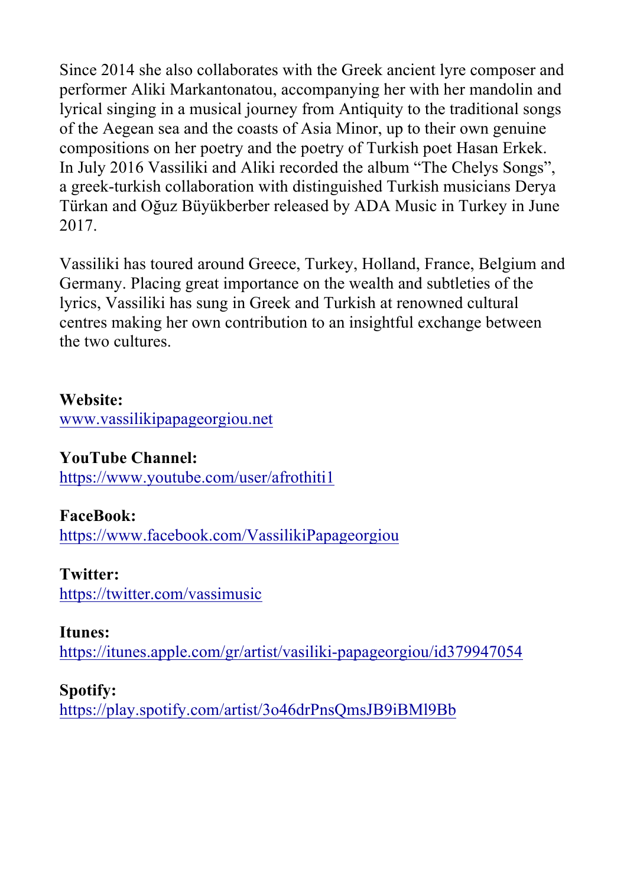Since 2014 she also collaborates with the Greek ancient lyre composer and performer Aliki Markantonatou, accompanying her with her mandolin and lyrical singing in a musical journey from Antiquity to the traditional songs of the Aegean sea and the coasts of Asia Minor, up to their own genuine compositions on her poetry and the poetry of Turkish poet Hasan Erkek. In July 2016 Vassiliki and Aliki recorded the album "The Chelys Songs", a greek-turkish collaboration with distinguished Turkish musicians Derya Türkan and Oğuz Büyükberber released by ADA Music in Turkey in June 2017.

Vassiliki has toured around Greece, Turkey, Holland, France, Belgium and Germany. Placing great importance on the wealth and subtleties of the lyrics, Vassiliki has sung in Greek and Turkish at renowned cultural centres making her own contribution to an insightful exchange between the two cultures.

**Website:**
www.vassilikipapageorgiou.net

**YouTube Channel:**
https://www.youtube.com/user/afrothiti1

**FaceBook:**
https://www.facebook.com/VassilikiPapageorgiou

**Twitter:**
https://twitter.com/vassimusic

**Itunes:**
https://itunes.apple.com/gr/artist/vasiliki-papageorgiou/id379947054

**Spotify:**
https://play.spotify.com/artist/3o46drPnsQmsJB9iBMl9Bb